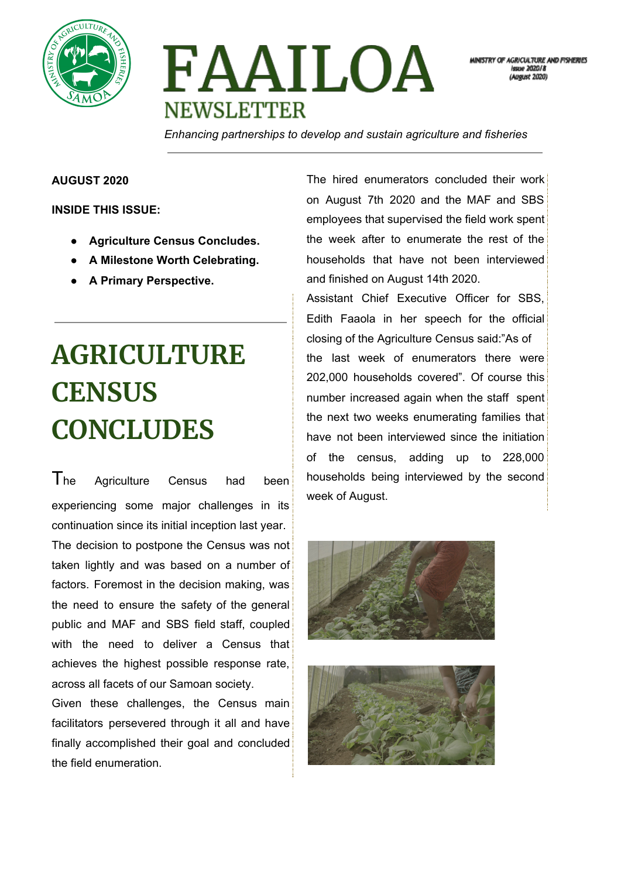# FAAILOA NEWSLETTER

MINISTRY OF AGRICULTURE AND FISHERIES
Issue 2020/8
(August 2020)

*Enhancing partnerships to develop and sustain agriculture and fisheries*

**AUGUST 2020**

**INSIDE THIS ISSUE:**

- **Agriculture Census Concludes.**
- **A Milestone Worth Celebrating.**
- **A Primary Perspective.**

## AGRICULTURE CENSUS CONCLUDES

The Agriculture Census had been experiencing some major challenges in its continuation since its initial inception last year. The decision to postpone the Census was not taken lightly and was based on a number of factors. Foremost in the decision making, was the need to ensure the safety of the general public and MAF and SBS field staff, coupled with the need to deliver a Census that achieves the highest possible response rate, across all facets of our Samoan society.

Given these challenges, the Census main facilitators persevered through it all and have finally accomplished their goal and concluded the field enumeration.

The hired enumerators concluded their work on August 7th 2020 and the MAF and SBS employees that supervised the field work spent the week after to enumerate the rest of the households that have not been interviewed and finished on August 14th 2020.

Assistant Chief Executive Officer for SBS, Edith Faaola in her speech for the official closing of the Agriculture Census said:"As of the last week of enumerators there were 202,000 households covered". Of course this number increased again when the staff spent the next two weeks enumerating families that have not been interviewed since the initiation of the census, adding up to 228,000 households being interviewed by the second week of August.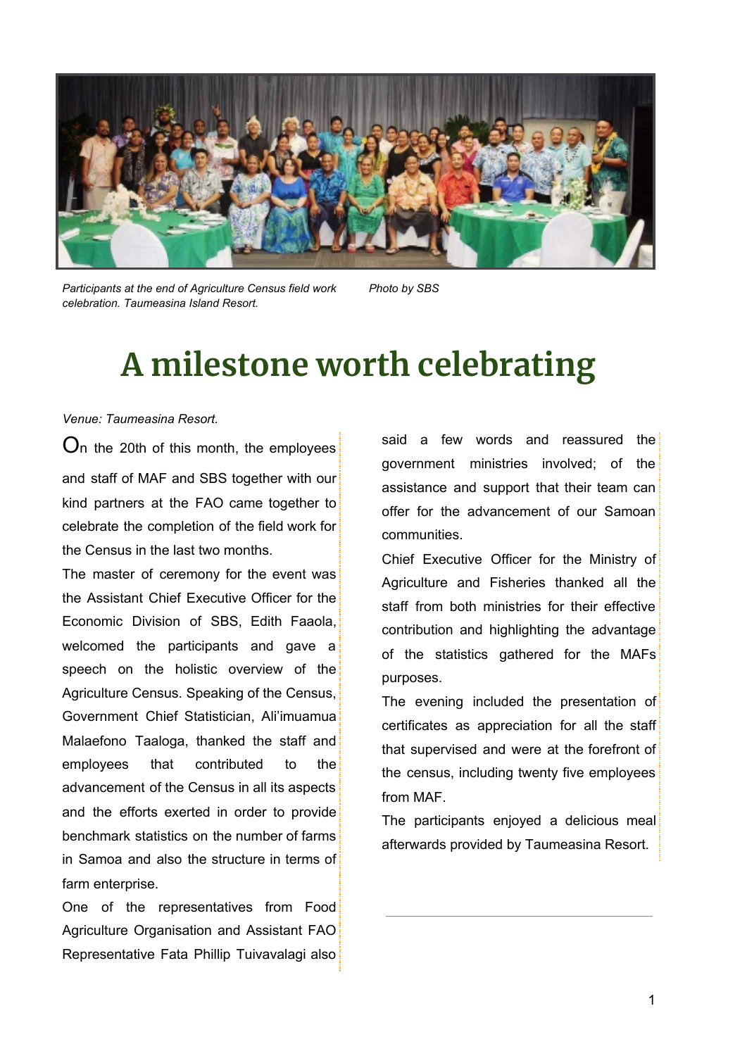Participants at the end of Agriculture Census field work celebration. Taumeasina Island Resort. Photo by SBS

# A milestone worth celebrating

*Venue: Taumeasina Resort.*

On the 20th of this month, the employees and staff of MAF and SBS together with our kind partners at the FAO came together to celebrate the completion of the field work for the Census in the last two months.

The master of ceremony for the event was the Assistant Chief Executive Officer for the Economic Division of SBS, Edith Faaola, welcomed the participants and gave a speech on the holistic overview of the Agriculture Census. Speaking of the Census, Government Chief Statistician, Ali'imuamua Malaefono Taaloga, thanked the staff and employees that contributed to the advancement of the Census in all its aspects and the efforts exerted in order to provide benchmark statistics on the number of farms in Samoa and also the structure in terms of farm enterprise.

One of the representatives from Food Agriculture Organisation and Assistant FAO Representative Fata Phillip Tuivavalagi also said a few words and reassured the government ministries involved; of the assistance and support that their team can offer for the advancement of our Samoan communities.

Chief Executive Officer for the Ministry of Agriculture and Fisheries thanked all the staff from both ministries for their effective contribution and highlighting the advantage of the statistics gathered for the MAFs purposes.

The evening included the presentation of certificates as appreciation for all the staff that supervised and were at the forefront of the census, including twenty five employees from MAF.

The participants enjoyed a delicious meal afterwards provided by Taumeasina Resort.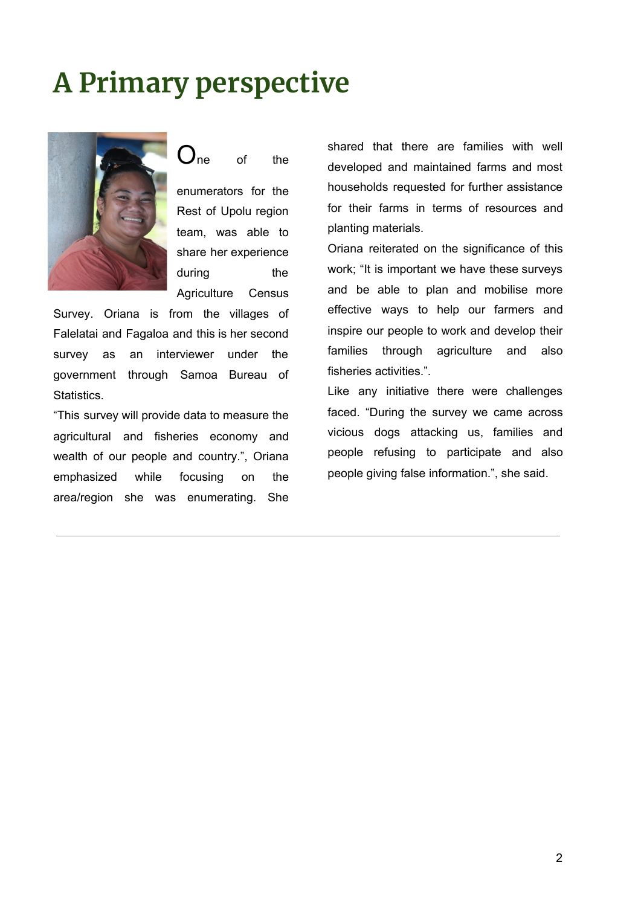# A Primary perspective

One of the enumerators for the Rest of Upolu region team, was able to share her experience during the Agriculture Census Survey. Oriana is from the villages of Falelatai and Fagaloa and this is her second survey as an interviewer under the government through Samoa Bureau of Statistics.

"This survey will provide data to measure the agricultural and fisheries economy and wealth of our people and country.", Oriana emphasized while focusing on the area/region she was enumerating. She shared that there are families with well developed and maintained farms and most households requested for further assistance for their farms in terms of resources and planting materials.

Oriana reiterated on the significance of this work; "It is important we have these surveys and be able to plan and mobilise more effective ways to help our farmers and inspire our people to work and develop their families through agriculture and also fisheries activities.".

Like any initiative there were challenges faced. "During the survey we came across vicious dogs attacking us, families and people refusing to participate and also people giving false information.", she said.